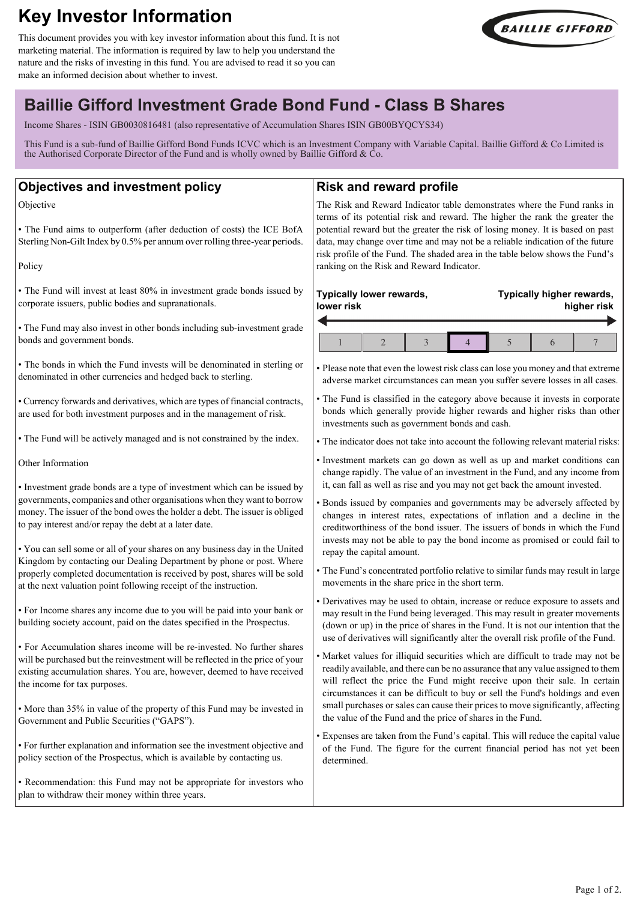# Key Investor Information

This document provides you with key investor information about this fund. It is not marketing material. The information is required by law to help you understand the nature and the risks of investing in this fund. You are advised to read it so you can make an informed decision about whether to invest.

BAILLIE GIFFORD

## Baillie Gifford Investment Grade Bond Fund - Class B Shares

Income Shares - ISIN GB0030816481 (also representative of Accumulation Shares ISIN GB00BYQCYS34)

This Fund is a sub-fund of Baillie Gifford Bond Funds ICVC which is an Investment Company with Variable Capital. Baillie Gifford & Co Limited is the Authorised Corporate Director of the Fund and is wholly owned by Baillie Gifford & Co.

## Objectives and investment policy

Objective

- The Fund aims to outperform (after deduction of costs) the ICE BofA Sterling Non-Gilt Index by 0.5% per annum over rolling three-year periods.

Policy

- The Fund will invest at least 80% in investment grade bonds issued by corporate issuers, public bodies and supranationals.
- The Fund may also invest in other bonds including sub-investment grade bonds and government bonds.
- The bonds in which the Fund invests will be denominated in sterling or denominated in other currencies and hedged back to sterling.
- Currency forwards and derivatives, which are types of financial contracts, are used for both investment purposes and in the management of risk.
- The Fund will be actively managed and is not constrained by the index.

Other Information

- Investment grade bonds are a type of investment which can be issued by governments, companies and other organisations when they want to borrow money. The issuer of the bond owes the holder a debt. The issuer is obliged to pay interest and/or repay the debt at a later date.
- You can sell some or all of your shares on any business day in the United Kingdom by contacting our Dealing Department by phone or post. Where properly completed documentation is received by post, shares will be sold at the next valuation point following receipt of the instruction.
- For Income shares any income due to you will be paid into your bank or building society account, paid on the dates specified in the Prospectus.
- For Accumulation shares income will be re-invested. No further shares will be purchased but the reinvestment will be reflected in the price of your existing accumulation shares. You are, however, deemed to have received the income for tax purposes.
- More than 35% in value of the property of this Fund may be invested in Government and Public Securities ("GAPS").
- For further explanation and information see the investment objective and policy section of the Prospectus, which is available by contacting us.
- Recommendation: this Fund may not be appropriate for investors who plan to withdraw their money within three years.

## Risk and reward profile

The Risk and Reward Indicator table demonstrates where the Fund ranks in terms of its potential risk and reward. The higher the rank the greater the potential reward but the greater the risk of losing money. It is based on past data, may change over time and may not be a reliable indication of the future risk profile of the Fund. The shaded area in the table below shows the Fund's ranking on the Risk and Reward Indicator.

**Typically lower rewards, lower risk** ← → **Typically higher rewards, higher risk**

| 1 | 2 | 3 | **4** | 5 | 6 | 7 |
|---|---|---|---|---|---|---|

- Please note that even the lowest risk class can lose you money and that extreme adverse market circumstances can mean you suffer severe losses in all cases.
- The Fund is classified in the category above because it invests in corporate bonds which generally provide higher rewards and higher risks than other investments such as government bonds and cash.
- The indicator does not take into account the following relevant material risks:
- Investment markets can go down as well as up and market conditions can change rapidly. The value of an investment in the Fund, and any income from it, can fall as well as rise and you may not get back the amount invested.
- Bonds issued by companies and governments may be adversely affected by changes in interest rates, expectations of inflation and a decline in the creditworthiness of the bond issuer. The issuers of bonds in which the Fund invests may not be able to pay the bond income as promised or could fail to repay the capital amount.
- The Fund's concentrated portfolio relative to similar funds may result in large movements in the share price in the short term.
- Derivatives may be used to obtain, increase or reduce exposure to assets and may result in the Fund being leveraged. This may result in greater movements (down or up) in the price of shares in the Fund. It is not our intention that the use of derivatives will significantly alter the overall risk profile of the Fund.
- Market values for illiquid securities which are difficult to trade may not be readily available, and there can be no assurance that any value assigned to them will reflect the price the Fund might receive upon their sale. In certain circumstances it can be difficult to buy or sell the Fund's holdings and even small purchases or sales can cause their prices to move significantly, affecting the value of the Fund and the price of shares in the Fund.
- Expenses are taken from the Fund's capital. This will reduce the capital value of the Fund. The figure for the current financial period has not yet been determined.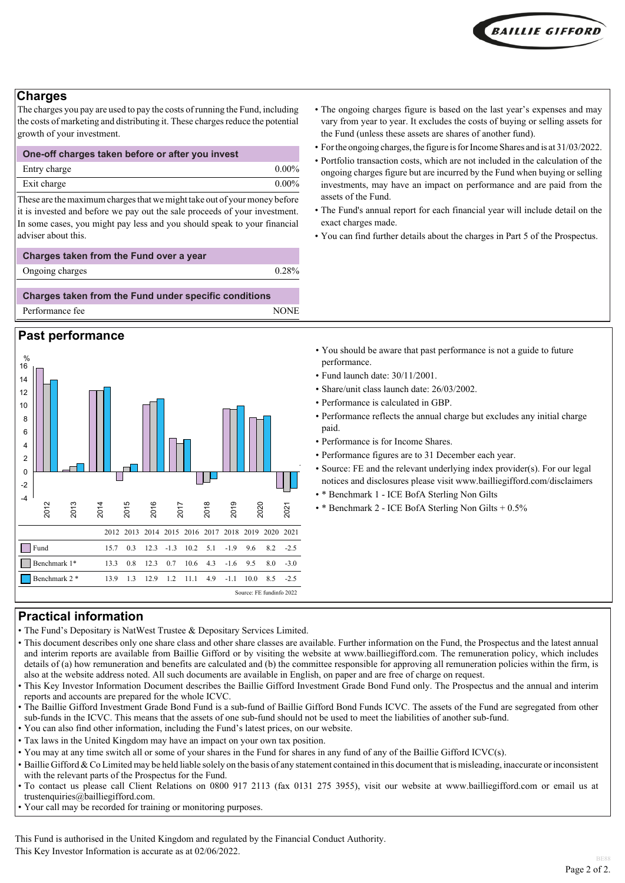## Charges

The charges you pay are used to pay the costs of running the Fund, including the costs of marketing and distributing it. These charges reduce the potential growth of your investment.

| One-off charges taken before or after you invest | |
|---|---|
| Entry charge | 0.00% |
| Exit charge | 0.00% |

These are the maximum charges that we might take out of your money before it is invested and before we pay out the sale proceeds of your investment. In some cases, you might pay less and you should speak to your financial adviser about this.

| Charges taken from the Fund over a year | |
|---|---|
| Ongoing charges | 0.28% |

| Charges taken from the Fund under specific conditions | |
|---|---|
| Performance fee | NONE |

- The ongoing charges figure is based on the last year's expenses and may vary from year to year. It excludes the costs of buying or selling assets for the Fund (unless these assets are shares of another fund).
- For the ongoing charges, the figure is for Income Shares and is at 31/03/2022.
- Portfolio transaction costs, which are not included in the calculation of the ongoing charges figure but are incurred by the Fund when buying or selling investments, may have an impact on performance and are paid from the assets of the Fund.
- The Fund's annual report for each financial year will include detail on the exact charges made.
- You can find further details about the charges in Part 5 of the Prospectus.

## Past performance

%
16
14
12
10
8
6
4
2
0
-2
-4

2012 2013 2014 2015 2016 2017 2018 2019 2020 2021

| | 2012 | 2013 | 2014 | 2015 | 2016 | 2017 | 2018 | 2019 | 2020 | 2021 |
|---|---|---|---|---|---|---|---|---|---|---|
| Fund | 15.7 | 0.3 | 12.3 | -1.3 | 10.2 | 5.1 | -1.9 | 9.6 | 8.2 | -2.5 |
| Benchmark 1* | 13.3 | 0.8 | 12.3 | 0.7 | 10.6 | 4.3 | -1.6 | 9.5 | 8.0 | -3.0 |
| Benchmark 2 * | 13.9 | 1.3 | 12.9 | 1.2 | 11.1 | 4.9 | -1.1 | 10.0 | 8.5 | -2.5 |

Source: FE fundinfo 2022

- You should be aware that past performance is not a guide to future performance.
- Fund launch date: 30/11/2001.
- Share/unit class launch date: 26/03/2002.
- Performance is calculated in GBP.
- Performance reflects the annual charge but excludes any initial charge paid.
- Performance is for Income Shares.
- Performance figures are to 31 December each year.
- Source: FE and the relevant underlying index provider(s). For our legal notices and disclosures please visit www.bailliegifford.com/disclaimers
- * Benchmark 1 - ICE BofA Sterling Non Gilts
- * Benchmark 2 - ICE BofA Sterling Non Gilts + 0.5%

## Practical information

- The Fund's Depositary is NatWest Trustee & Depositary Services Limited.
- This document describes only one share class and other share classes are available. Further information on the Fund, the Prospectus and the latest annual and interim reports are available from Baillie Gifford or by visiting the website at www.bailliegifford.com. The remuneration policy, which includes details of (a) how remuneration and benefits are calculated and (b) the committee responsible for approving all remuneration policies within the firm, is also at the website address noted. All such documents are available in English, on paper and are free of charge on request.
- This Key Investor Information Document describes the Baillie Gifford Investment Grade Bond Fund only. The Prospectus and the annual and interim reports and accounts are prepared for the whole ICVC.
- The Baillie Gifford Investment Grade Bond Fund is a sub-fund of Baillie Gifford Bond Funds ICVC. The assets of the Fund are segregated from other sub-funds in the ICVC. This means that the assets of one sub-fund should not be used to meet the liabilities of another sub-fund.
- You can also find other information, including the Fund's latest prices, on our website.
- Tax laws in the United Kingdom may have an impact on your own tax position.
- You may at any time switch all or some of your shares in the Fund for shares in any fund of any of the Baillie Gifford ICVC(s).
- Baillie Gifford & Co Limited may be held liable solely on the basis of any statement contained in this document that is misleading, inaccurate or inconsistent with the relevant parts of the Prospectus for the Fund.
- To contact us please call Client Relations on 0800 917 2113 (fax 0131 275 3955), visit our website at www.bailliegifford.com or email us at trustenquiries@bailliegifford.com.
- Your call may be recorded for training or monitoring purposes.

This Fund is authorised in the United Kingdom and regulated by the Financial Conduct Authority.
This Key Investor Information is accurate as at 02/06/2022.